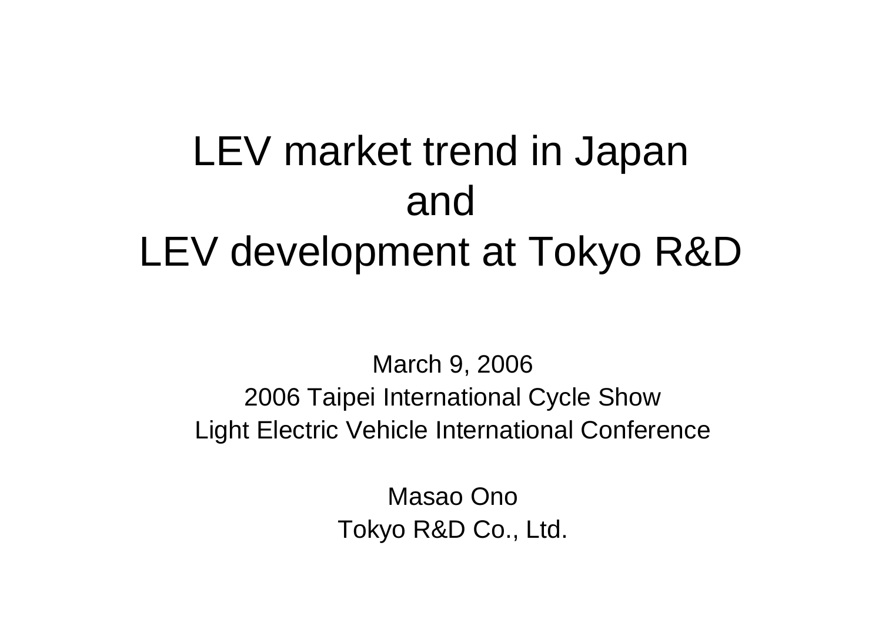# LEV market trend in Japan and LEV development at Tokyo R&D

March 9, 2006

2006 Taipei International Cycle Show

Light Electric Vehicle International Conference

Masao Ono

Tokyo R&D Co., Ltd.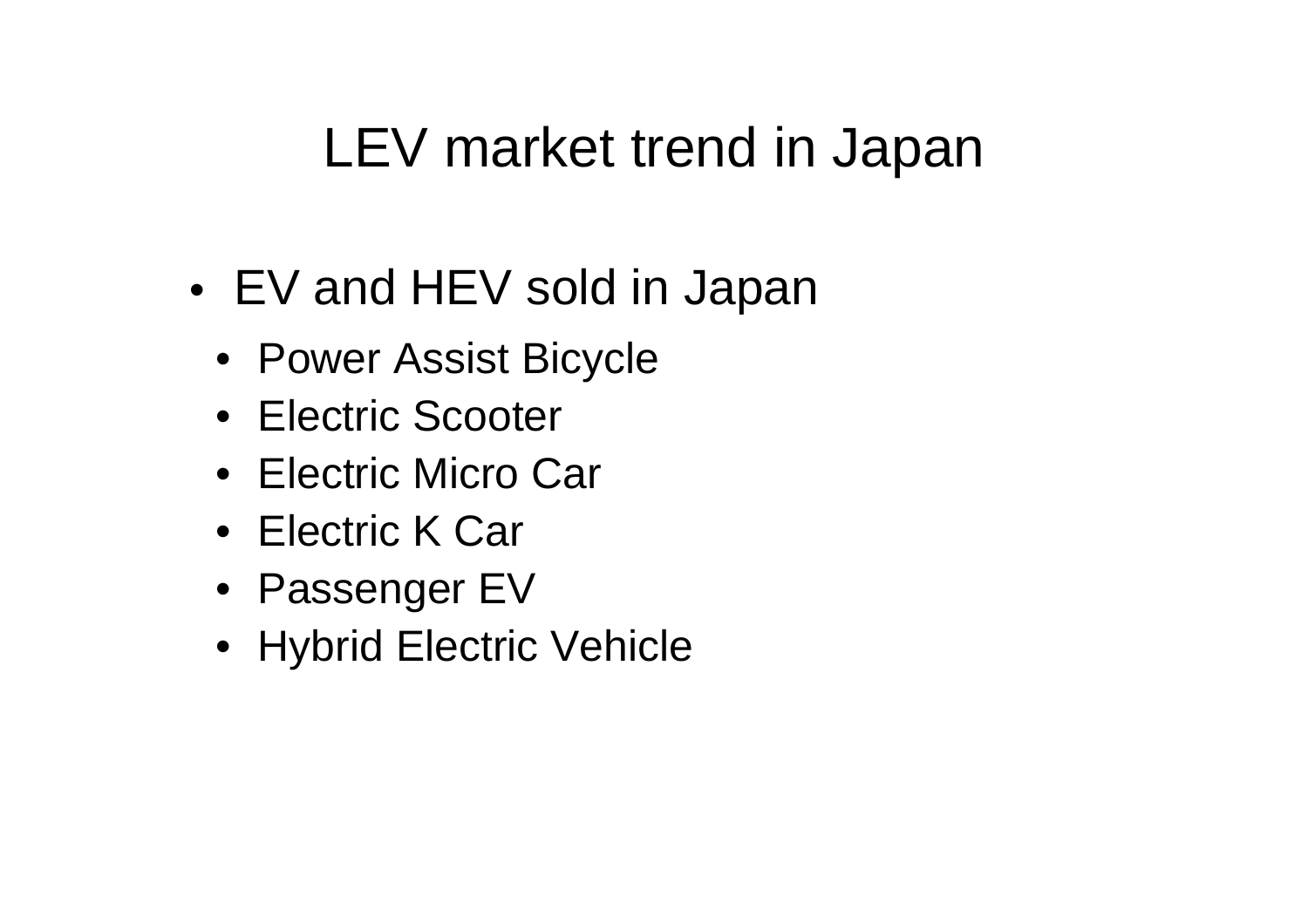# LEV market trend in Japan

- EV and HEV sold in Japan
  - Power Assist Bicycle
  - Electric Scooter
  - Electric Micro Car
  - Electric K Car
  - Passenger EV
  - Hybrid Electric Vehicle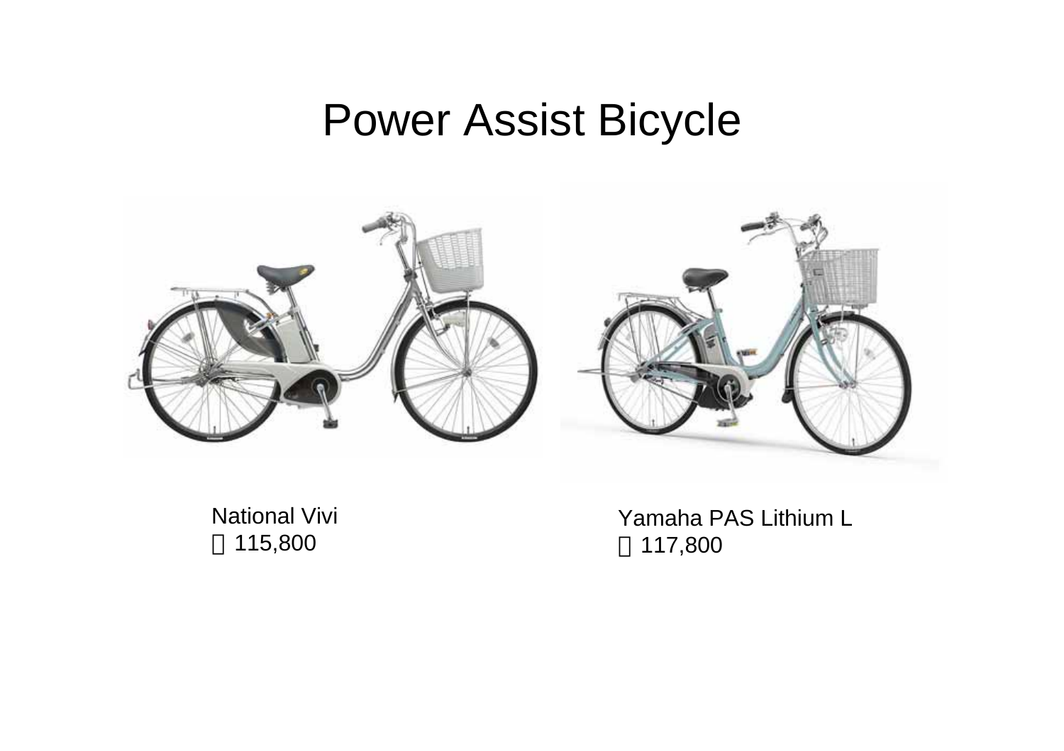# Power Assist Bicycle

National Vivi
￥115,800

Yamaha PAS Lithium L
￥117,800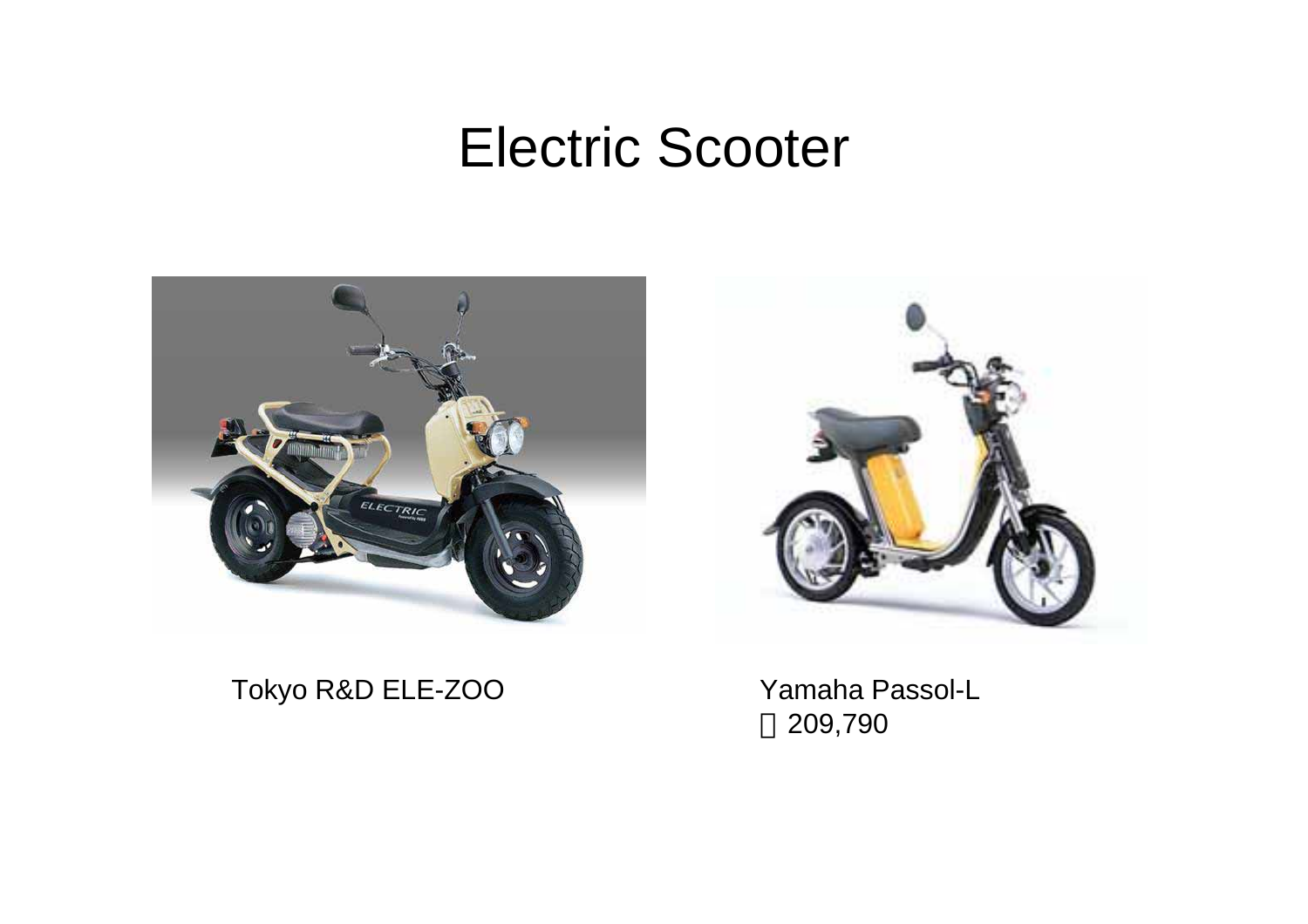# Electric Scooter

Tokyo R&D ELE-ZOO

Yamaha Passol-L
¥ 209,790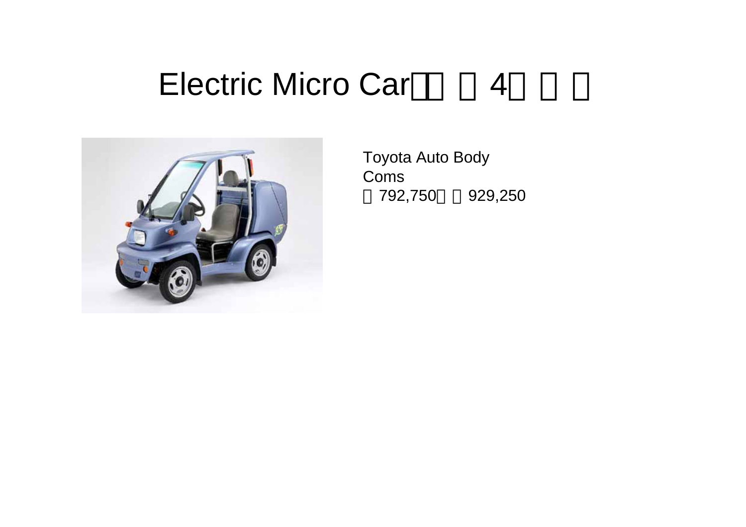# Electric Micro Car（ 4 ）

Toyota Auto Body
Coms
792,750 929,250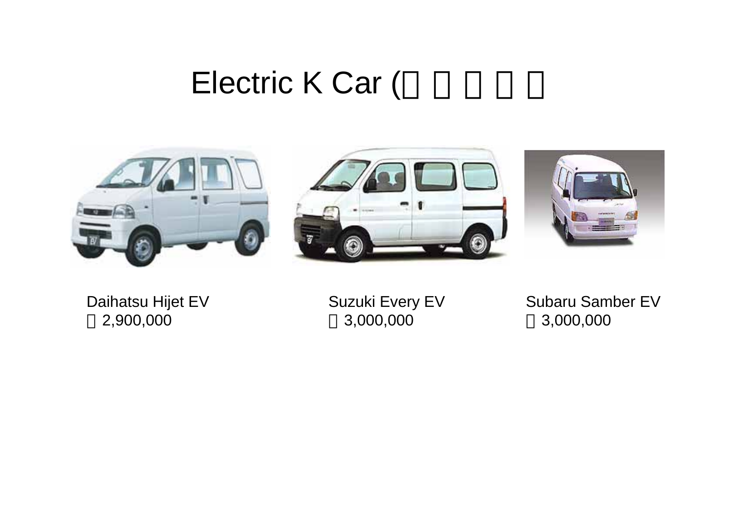# Electric K Car (    

Daihatsu Hijet EV
2,900,000

Suzuki Every EV
3,000,000

Subaru Samber EV
3,000,000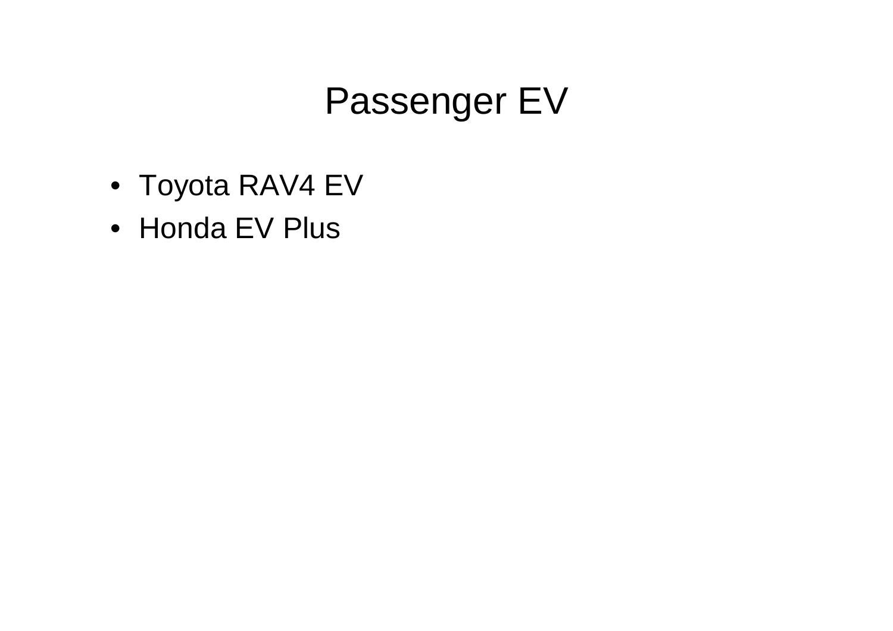# Passenger EV

- Toyota RAV4 EV
- Honda EV Plus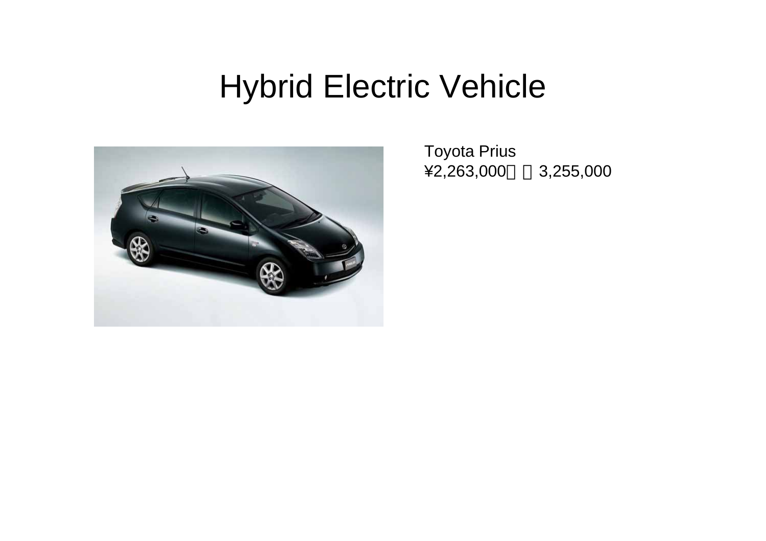# Hybrid Electric Vehicle

Toyota Prius

¥2,263,000～¥3,255,000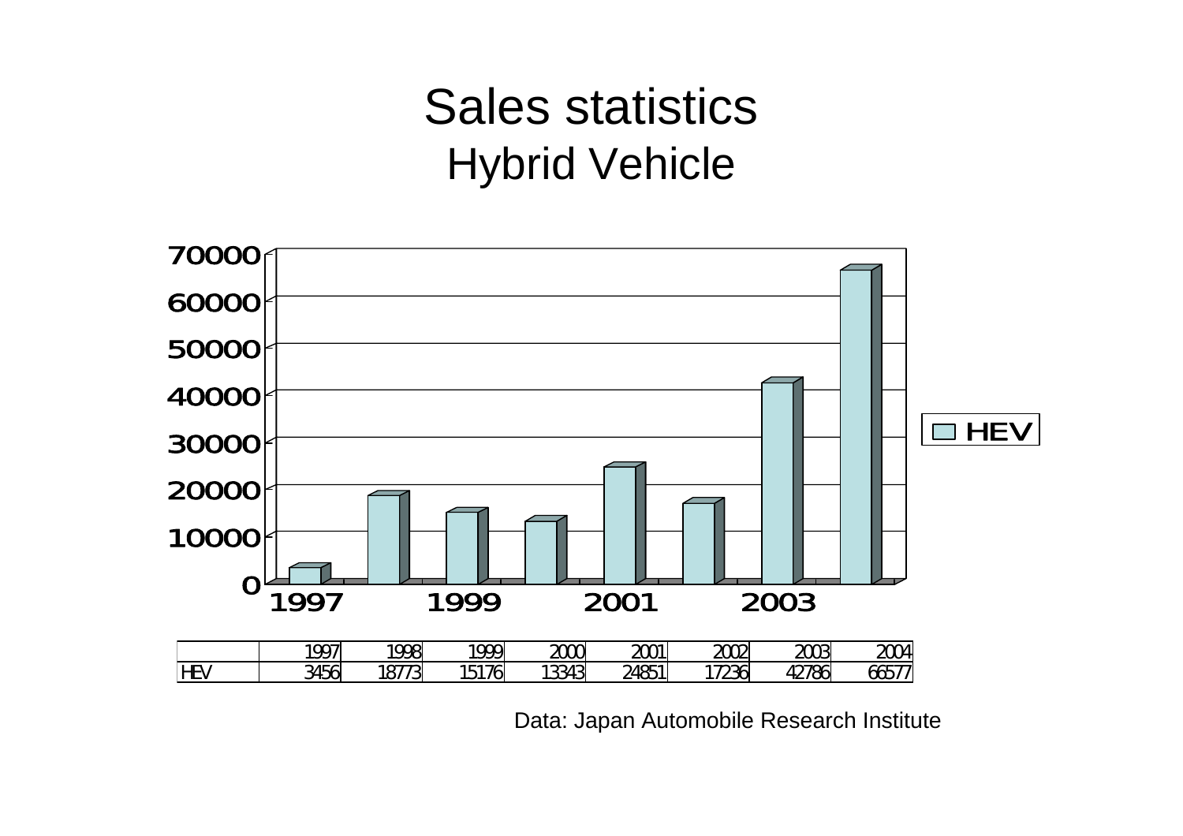# Sales statistics

## Hybrid Vehicle

| | 1997 | 1998 | 1999 | 2000 | 2001 | 2002 | 2003 | 2004 |
|---|---|---|---|---|---|---|---|---|
| HEV | 3456 | 18773 | 15176 | 13343 | 24851 | 17236 | 42786 | 66577 |

Data: Japan Automobile Research Institute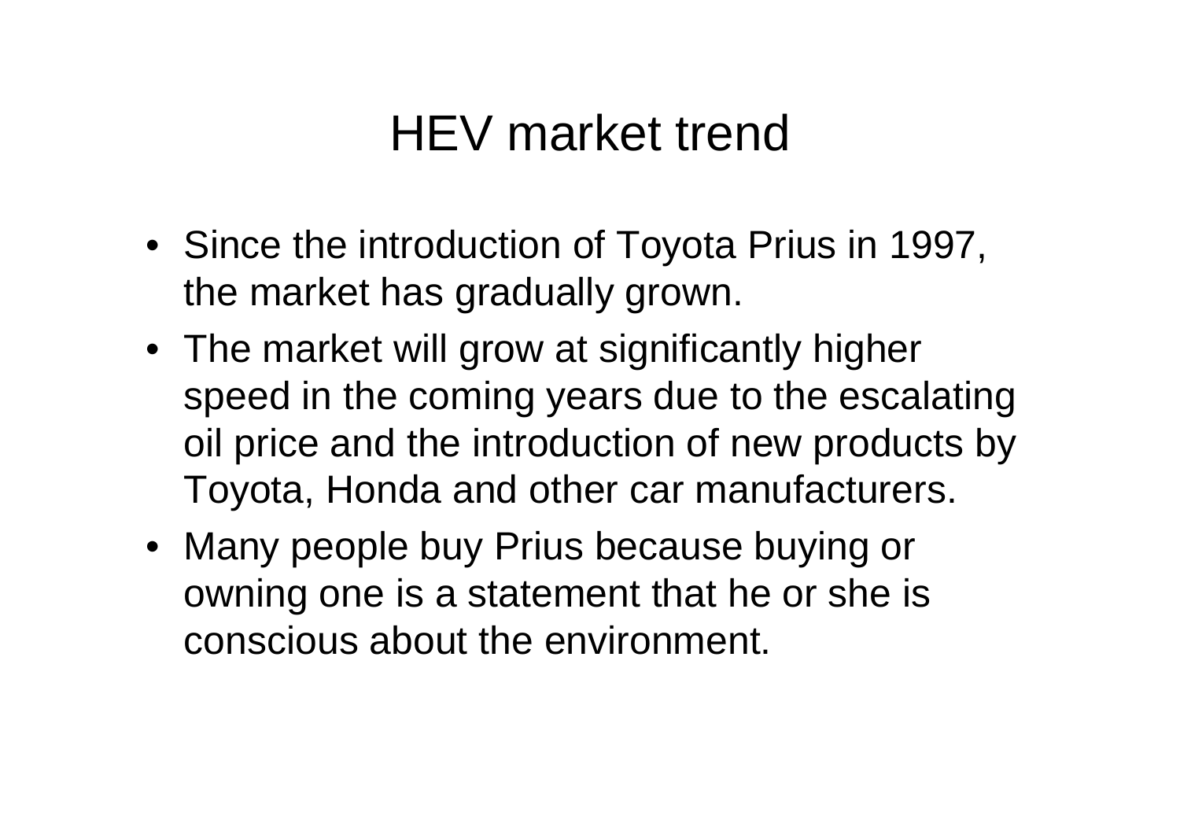# HEV market trend

- Since the introduction of Toyota Prius in 1997, the market has gradually grown.
- The market will grow at significantly higher speed in the coming years due to the escalating oil price and the introduction of new products by Toyota, Honda and other car manufacturers.
- Many people buy Prius because buying or owning one is a statement that he or she is conscious about the environment.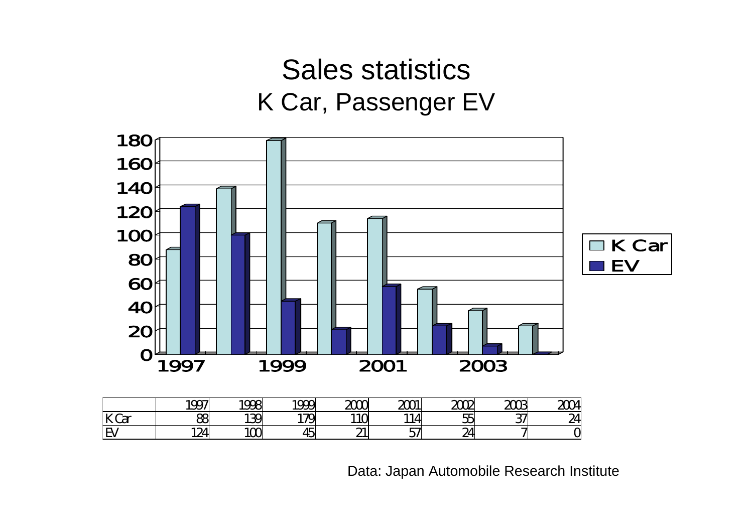# Sales statistics

## K Car, Passenger EV

| | 1997 | 1998 | 1999 | 2000 | 2001 | 2002 | 2003 | 2004 |
|---|---|---|---|---|---|---|---|---|
| K Car | 88 | 139 | 179 | 110 | 114 | 55 | 37 | 24 |
| EV | 124 | 100 | 45 | 21 | 57 | 24 | 7 | 0 |

Data: Japan Automobile Research Institute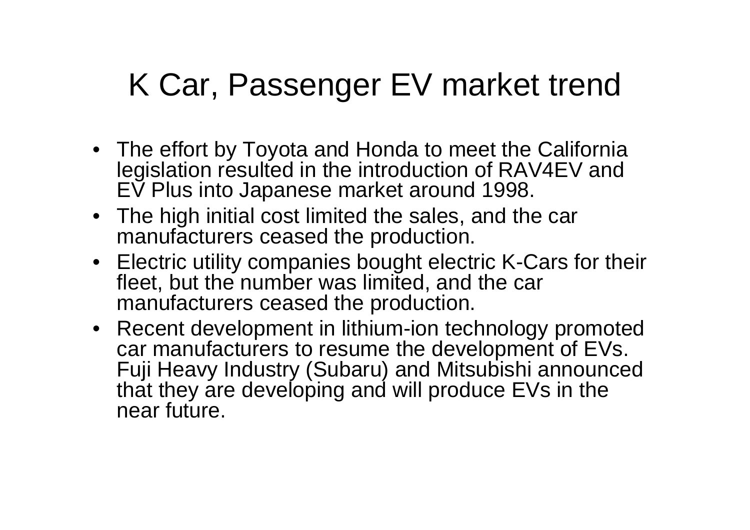# K Car, Passenger EV market trend

- The effort by Toyota and Honda to meet the California legislation resulted in the introduction of RAV4EV and EV Plus into Japanese market around 1998.
- The high initial cost limited the sales, and the car manufacturers ceased the production.
- Electric utility companies bought electric K-Cars for their fleet, but the number was limited, and the car manufacturers ceased the production.
- Recent development in lithium-ion technology promoted car manufacturers to resume the development of EVs. Fuji Heavy Industry (Subaru) and Mitsubishi announced that they are developing and will produce EVs in the near future.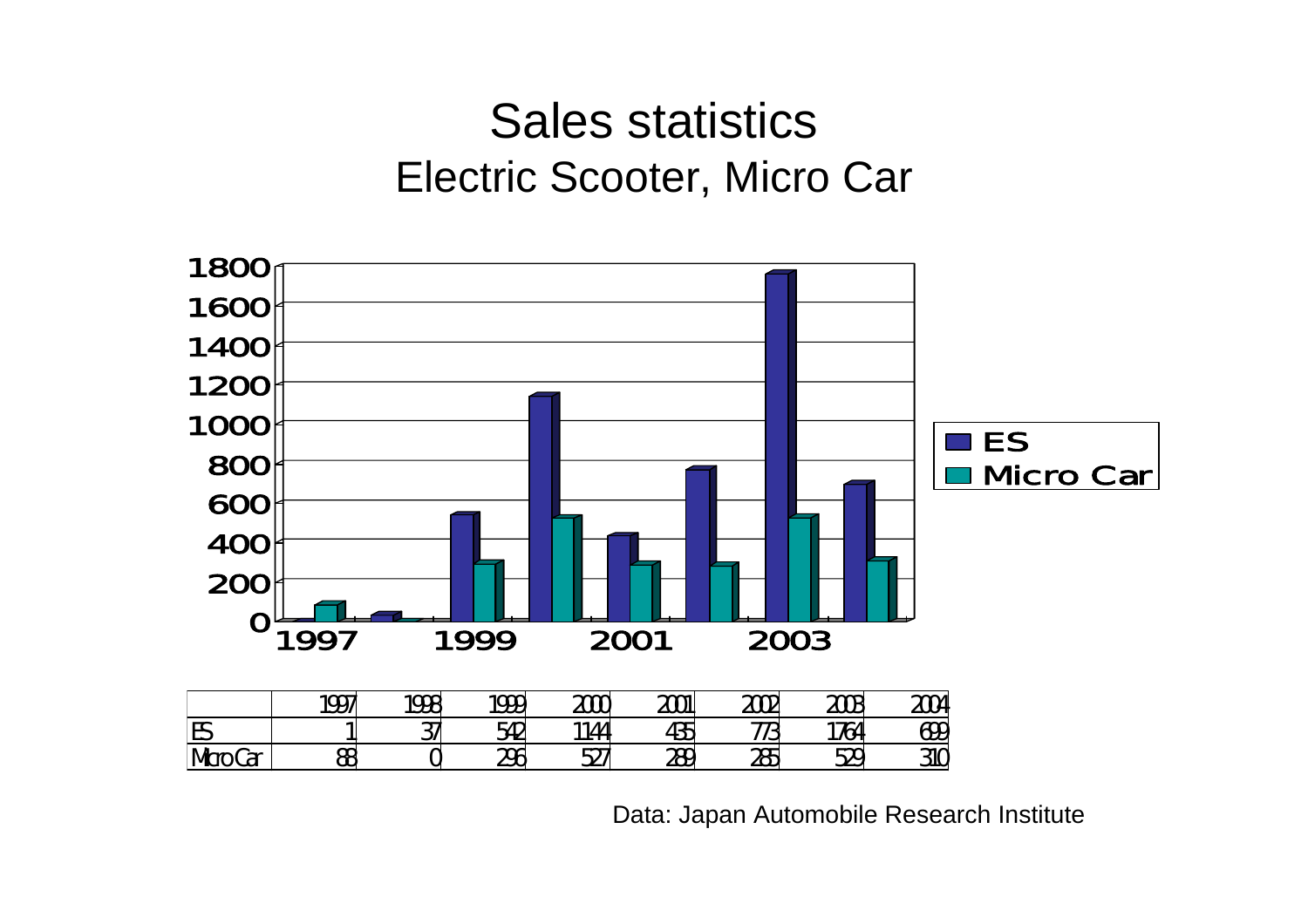# Sales statistics

## Electric Scooter, Micro Car

| | 1997 | 1998 | 1999 | 2000 | 2001 | 2002 | 2003 | 2004 |
|---|---|---|---|---|---|---|---|---|
| ES | 1 | 37 | 542 | 1144 | 435 | 773 | 1764 | 699 |
| Micro Car | 88 | 0 | 296 | 527 | 289 | 285 | 529 | 310 |

Data: Japan Automobile Research Institute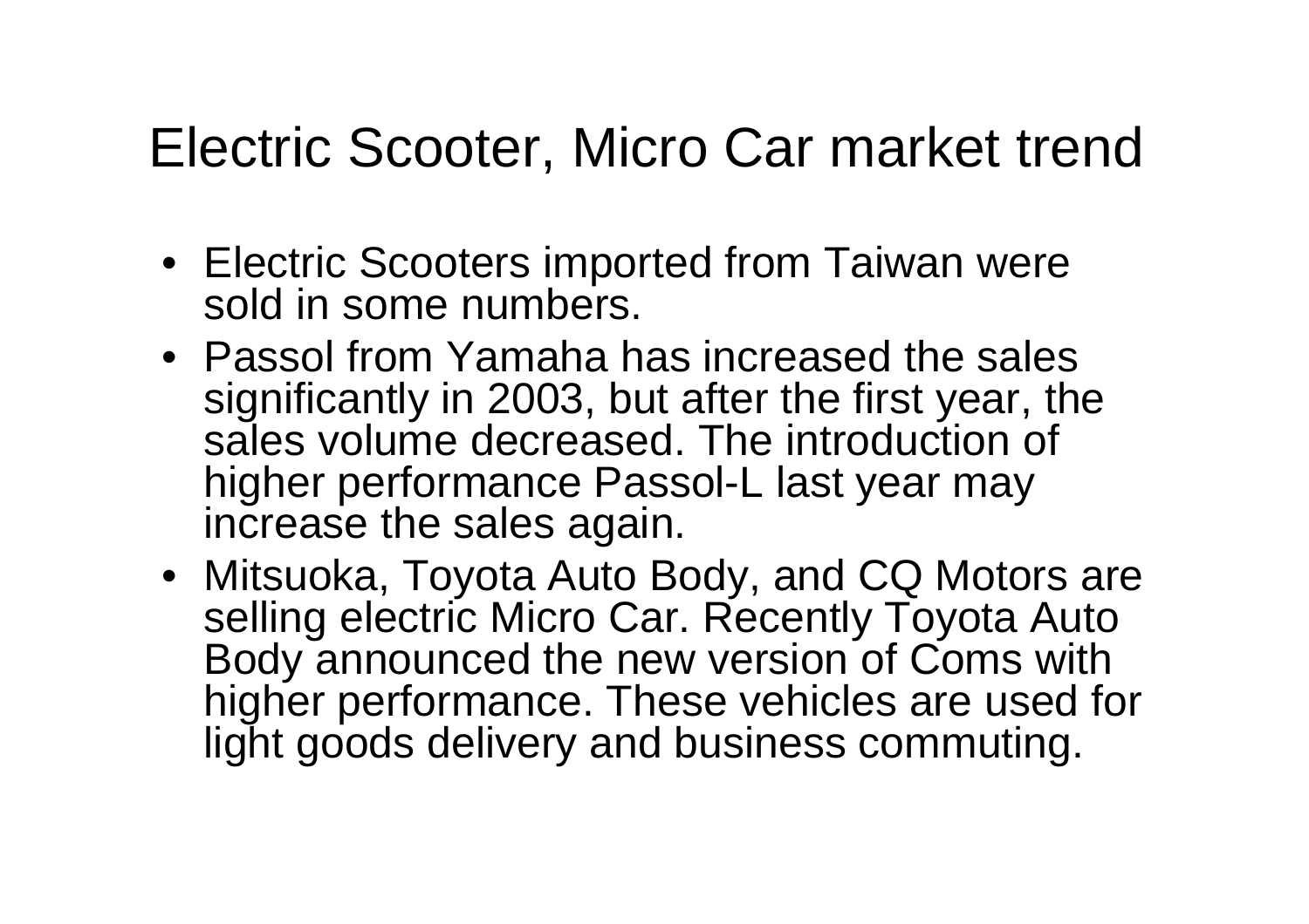# Electric Scooter, Micro Car market trend

- Electric Scooters imported from Taiwan were sold in some numbers.
- Passol from Yamaha has increased the sales significantly in 2003, but after the first year, the sales volume decreased. The introduction of higher performance Passol-L last year may increase the sales again.
- Mitsuoka, Toyota Auto Body, and CQ Motors are selling electric Micro Car. Recently Toyota Auto Body announced the new version of Coms with higher performance. These vehicles are used for light goods delivery and business commuting.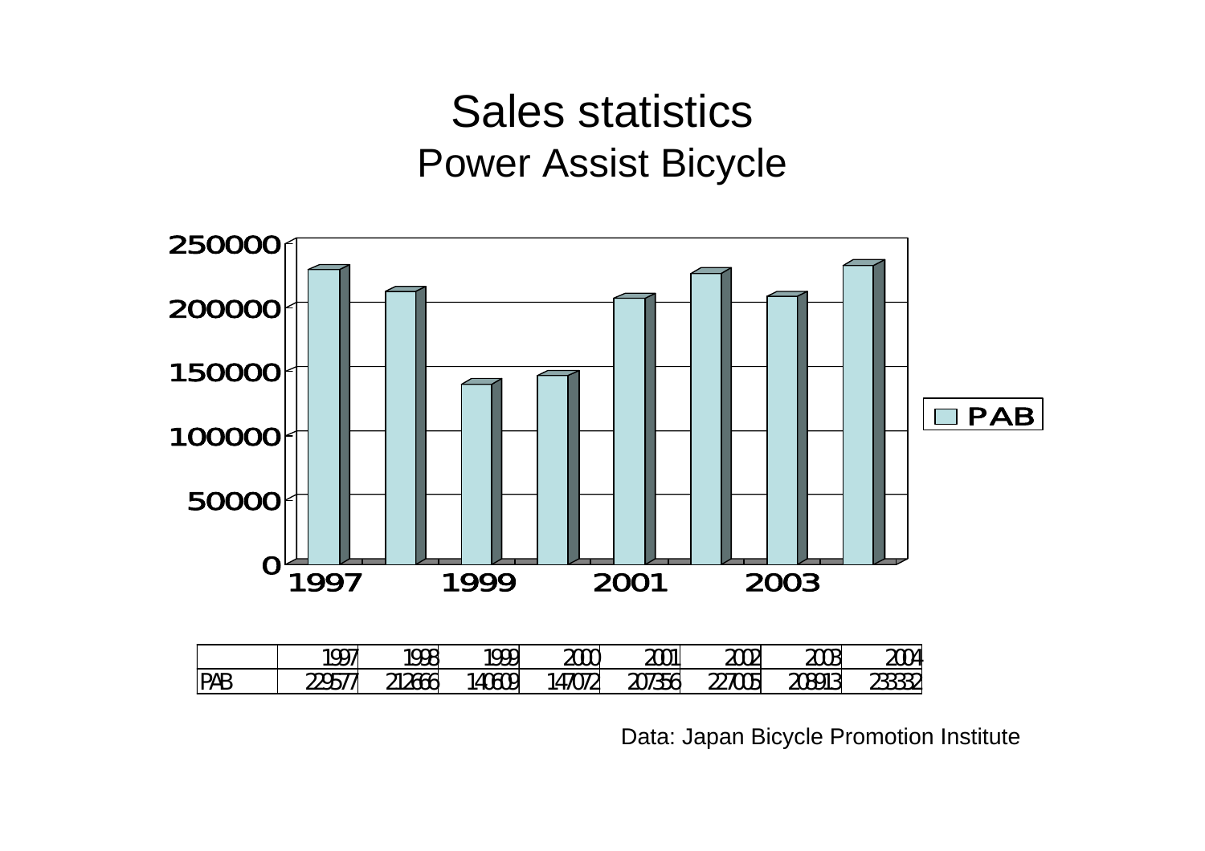# Sales statistics

## Power Assist Bicycle

|  | 1997 | 1998 | 1999 | 2000 | 2001 | 2002 | 2003 | 2004 |
|---|---|---|---|---|---|---|---|---|
| PAB | 229577 | 212666 | 140609 | 147072 | 207356 | 227005 | 208913 | 233332 |

Data: Japan Bicycle Promotion Institute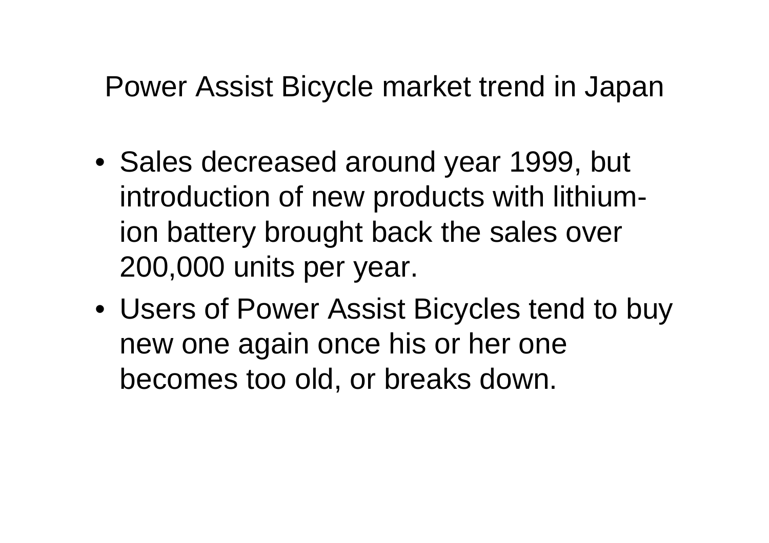# Power Assist Bicycle market trend in Japan

- Sales decreased around year 1999, but introduction of new products with lithium-ion battery brought back the sales over 200,000 units per year.
- Users of Power Assist Bicycles tend to buy new one again once his or her one becomes too old, or breaks down.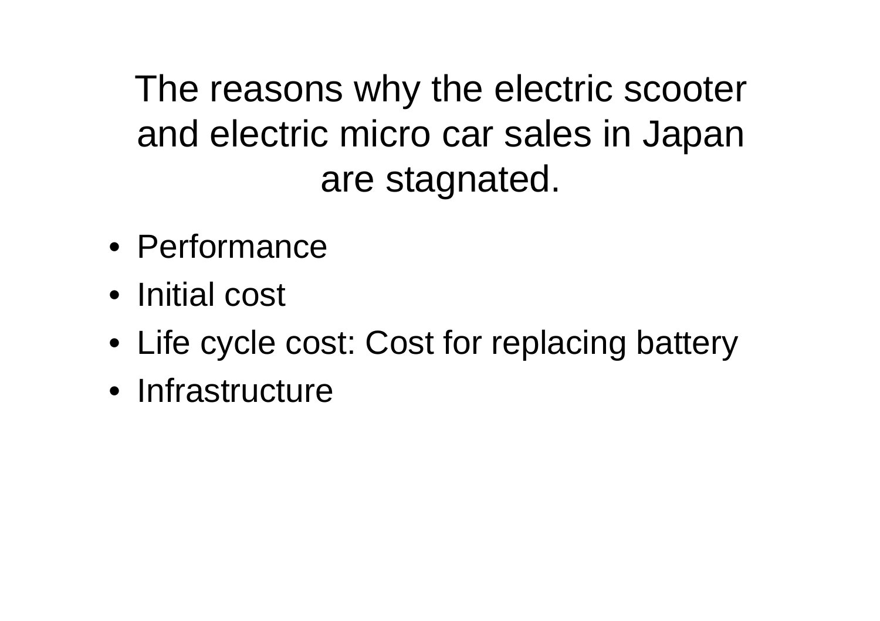# The reasons why the electric scooter and electric micro car sales in Japan are stagnated.

- Performance
- Initial cost
- Life cycle cost: Cost for replacing battery
- Infrastructure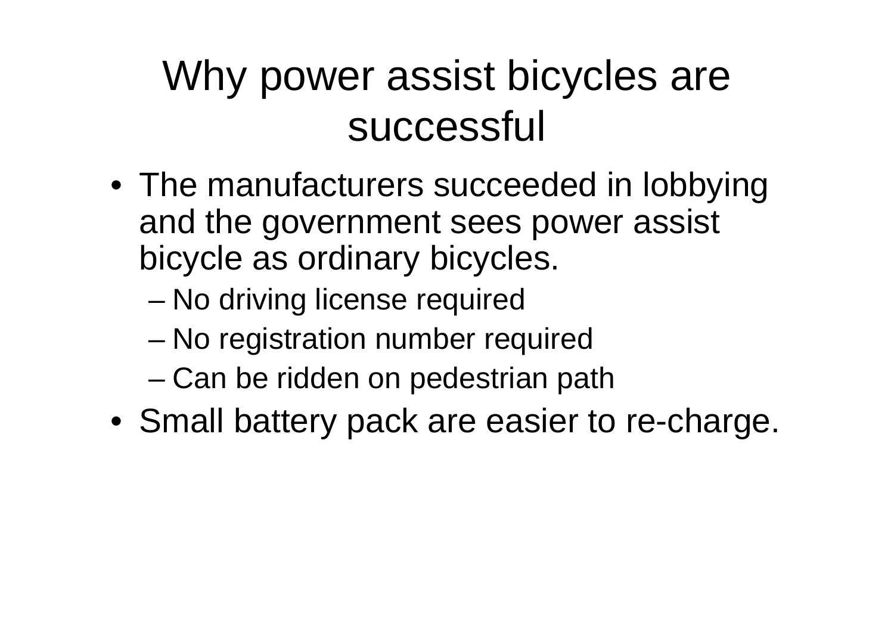# Why power assist bicycles are successful

- The manufacturers succeeded in lobbying and the government sees power assist bicycle as ordinary bicycles.
  - No driving license required
  - No registration number required
  - Can be ridden on pedestrian path
- Small battery pack are easier to re-charge.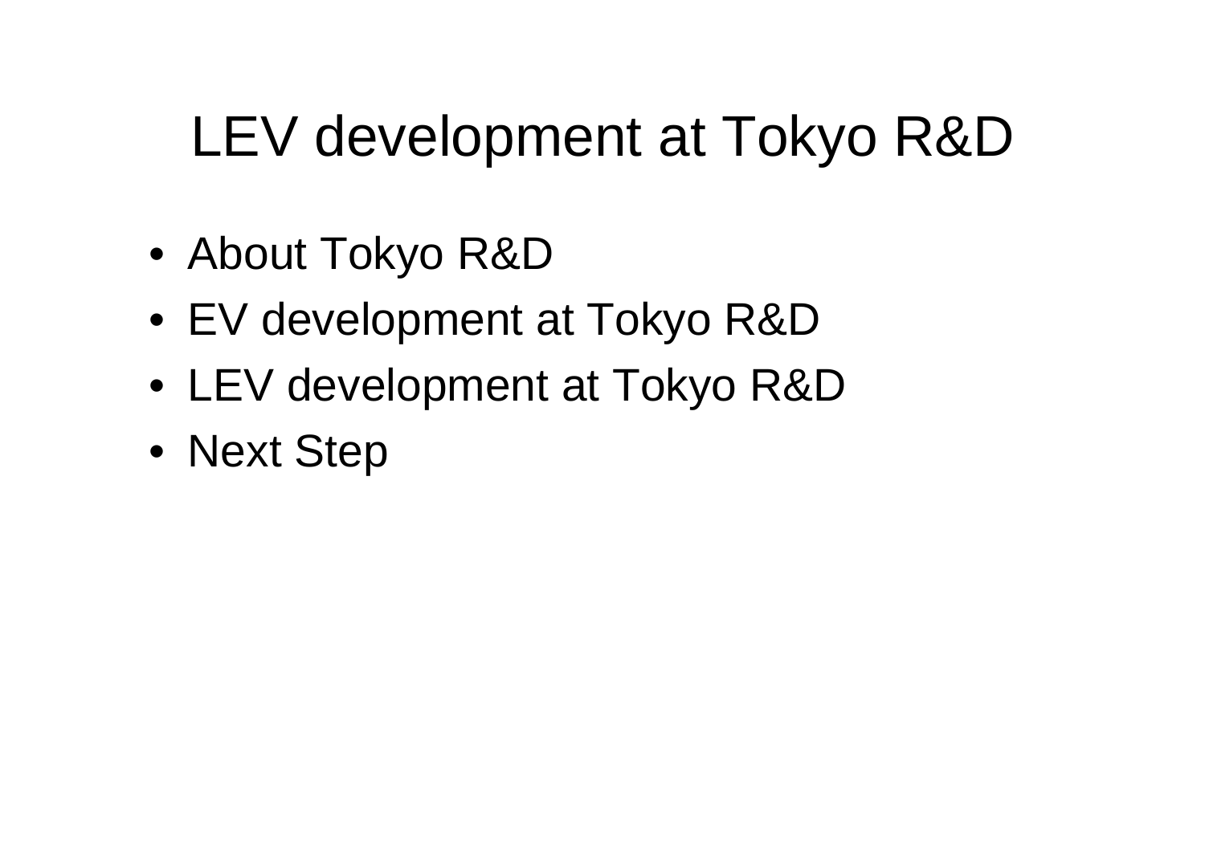# LEV development at Tokyo R&D

- About Tokyo R&D
- EV development at Tokyo R&D
- LEV development at Tokyo R&D
- Next Step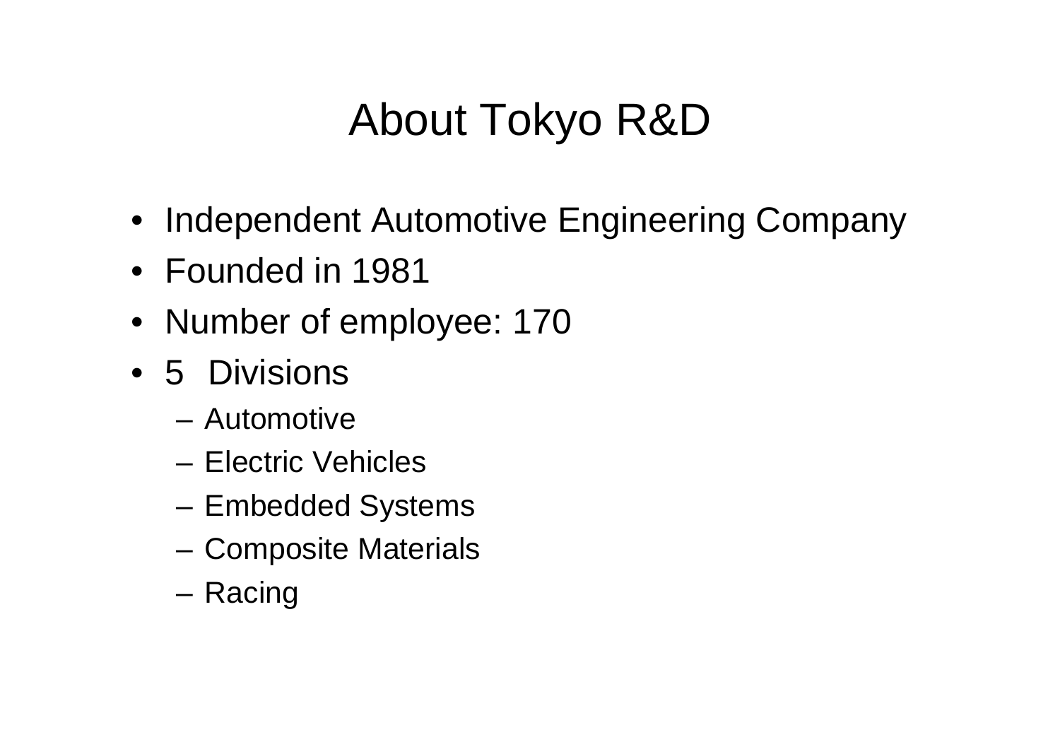# About Tokyo R&D

- Independent Automotive Engineering Company
- Founded in 1981
- Number of employee: 170
- 5 Divisions
  - Automotive
  - Electric Vehicles
  - Embedded Systems
  - Composite Materials
  - Racing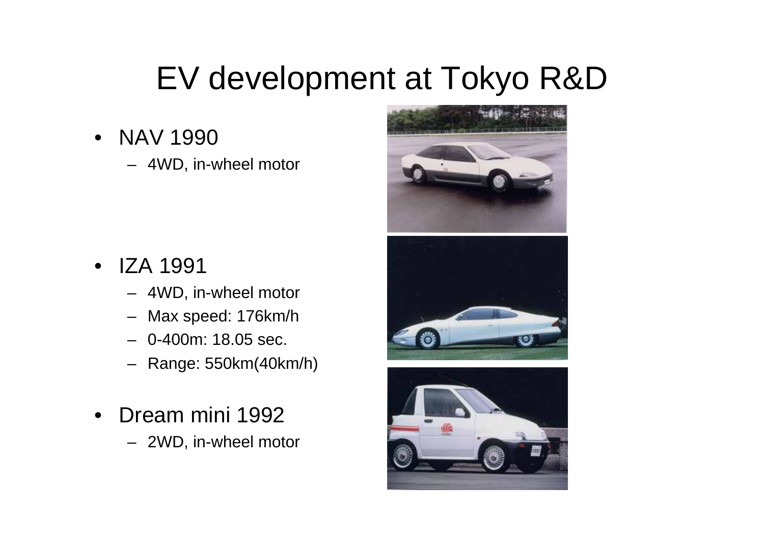# EV development at Tokyo R&D

- NAV 1990
  - 4WD, in-wheel motor
- IZA 1991
  - 4WD, in-wheel motor
  - Max speed: 176km/h
  - 0-400m: 18.05 sec.
  - Range: 550km(40km/h)
- Dream mini 1992
  - 2WD, in-wheel motor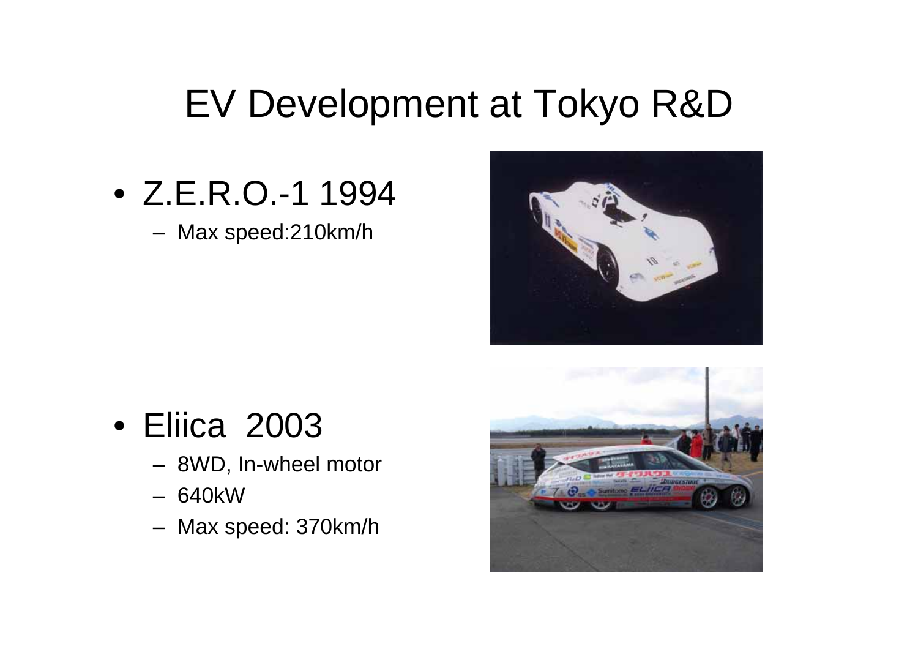# EV Development at Tokyo R&D

- Z.E.R.O.-1 1994
  - Max speed:210km/h

- Eliica 2003
  - 8WD, In-wheel motor
  - 640kW
  - Max speed: 370km/h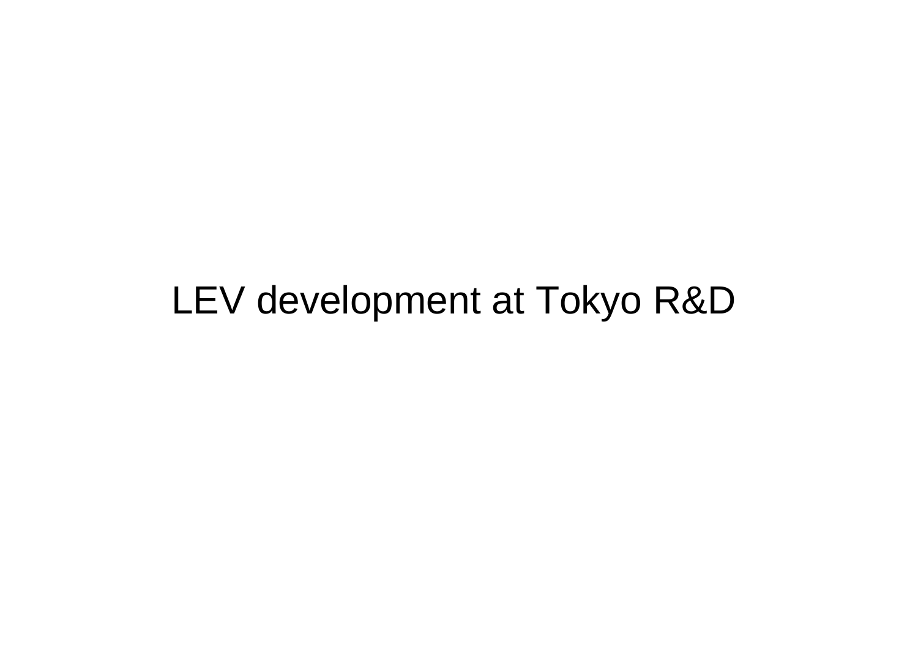# LEV development at Tokyo R&D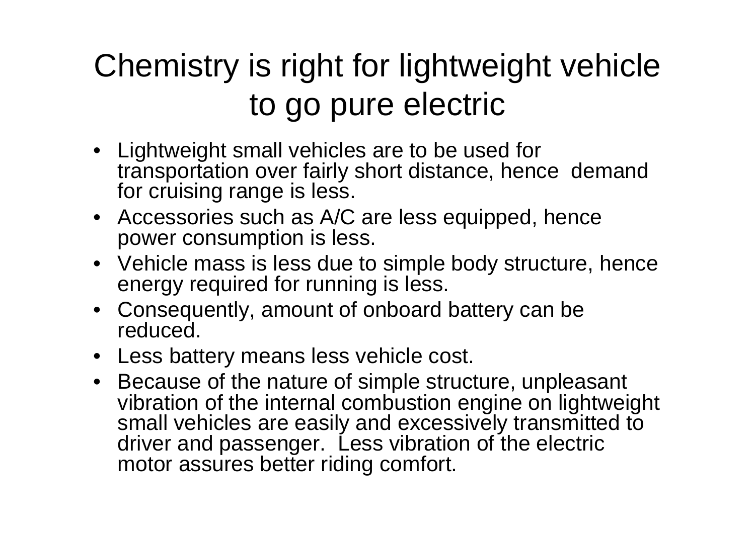# Chemistry is right for lightweight vehicle to go pure electric

- Lightweight small vehicles are to be used for transportation over fairly short distance, hence demand for cruising range is less.
- Accessories such as A/C are less equipped, hence power consumption is less.
- Vehicle mass is less due to simple body structure, hence energy required for running is less.
- Consequently, amount of onboard battery can be reduced.
- Less battery means less vehicle cost.
- Because of the nature of simple structure, unpleasant vibration of the internal combustion engine on lightweight small vehicles are easily and excessively transmitted to driver and passenger. Less vibration of the electric motor assures better riding comfort.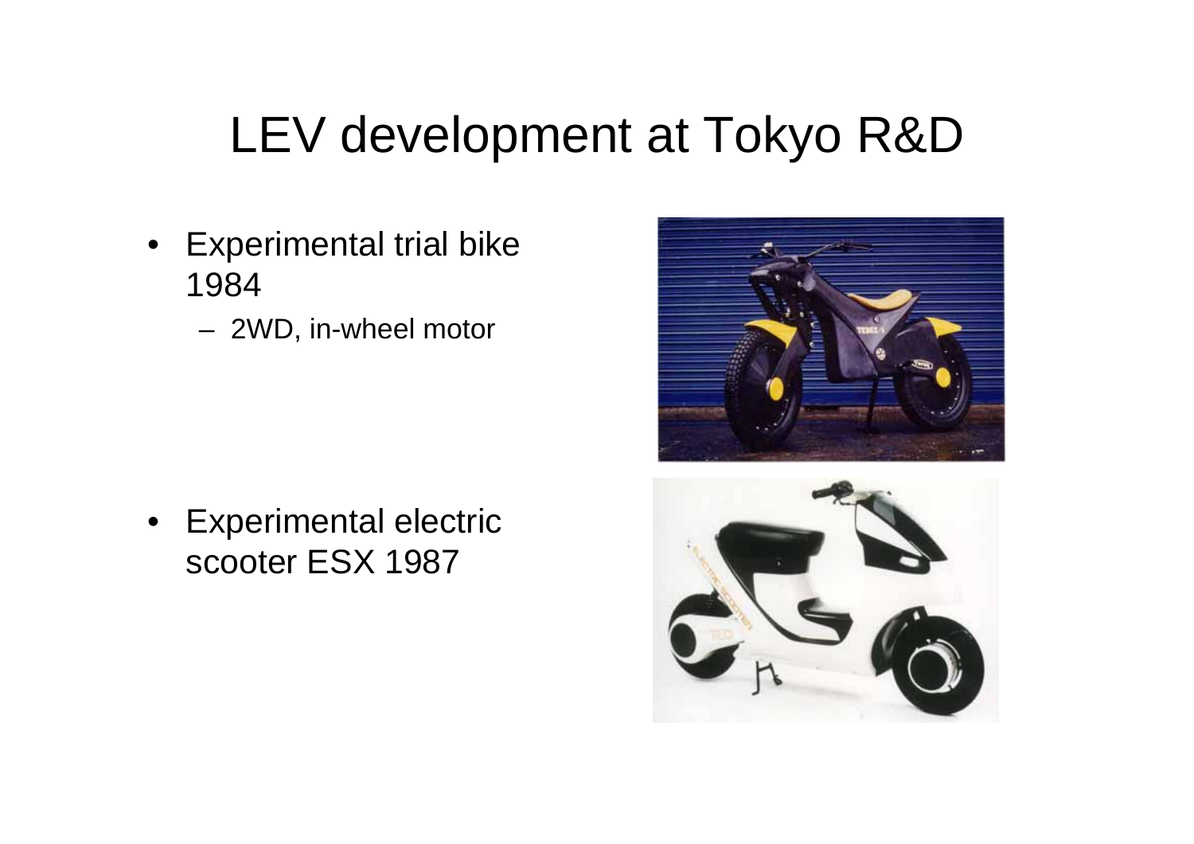# LEV development at Tokyo R&D

- Experimental trial bike 1984
  - 2WD, in-wheel motor
- Experimental electric scooter ESX 1987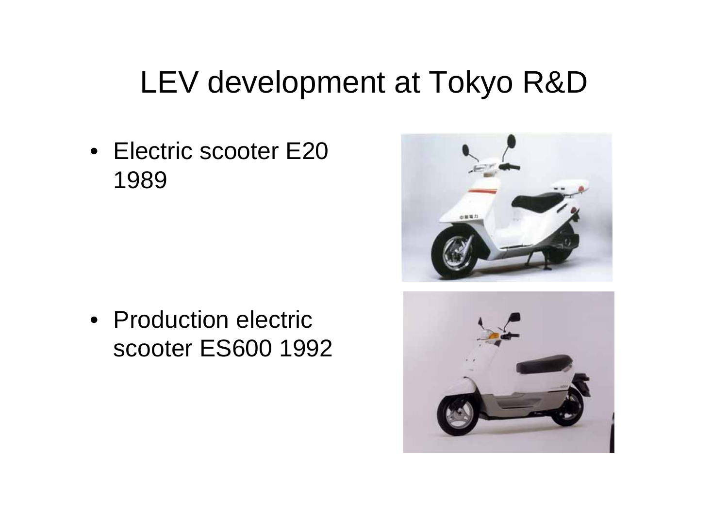# LEV development at Tokyo R&D

- Electric scooter E20 1989

- Production electric scooter ES600 1992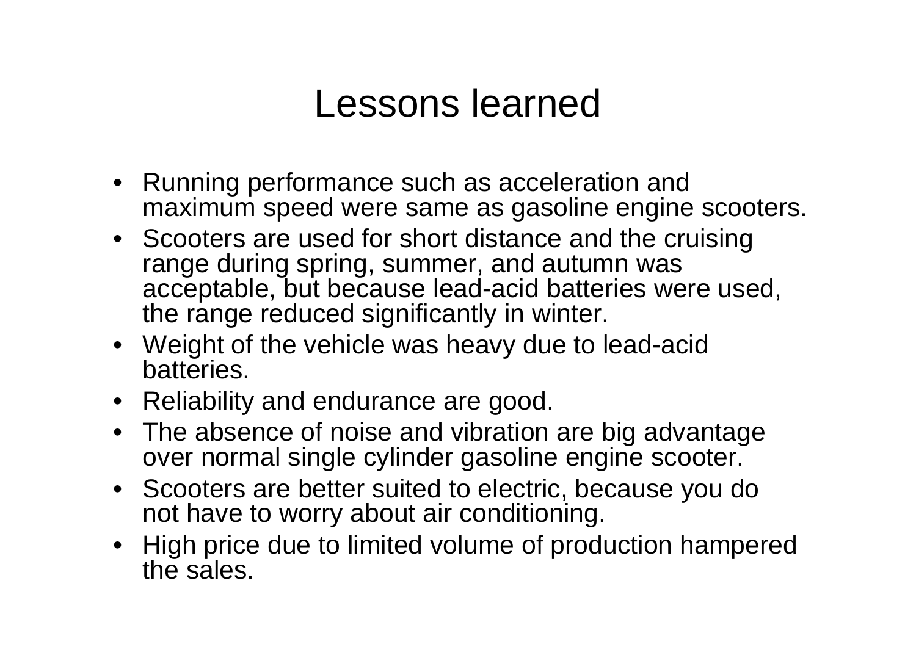# Lessons learned

- Running performance such as acceleration and maximum speed were same as gasoline engine scooters.
- Scooters are used for short distance and the cruising range during spring, summer, and autumn was acceptable, but because lead-acid batteries were used, the range reduced significantly in winter.
- Weight of the vehicle was heavy due to lead-acid batteries.
- Reliability and endurance are good.
- The absence of noise and vibration are big advantage over normal single cylinder gasoline engine scooter.
- Scooters are better suited to electric, because you do not have to worry about air conditioning.
- High price due to limited volume of production hampered the sales.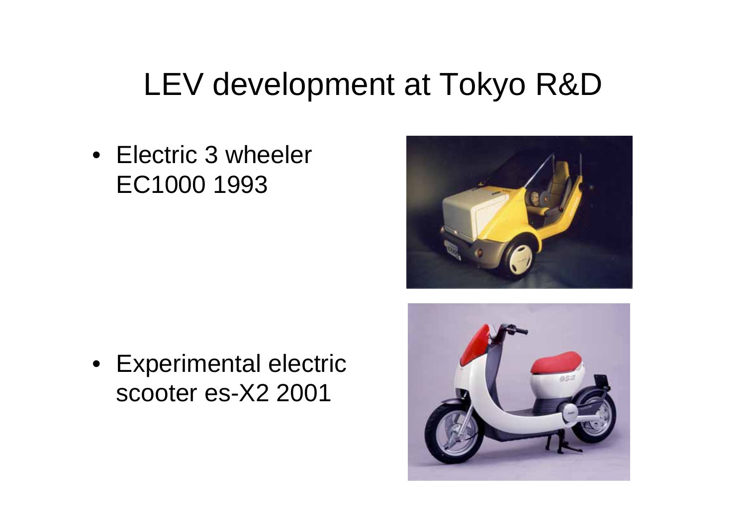# LEV development at Tokyo R&D

- Electric 3 wheeler EC1000 1993

- Experimental electric scooter es-X2 2001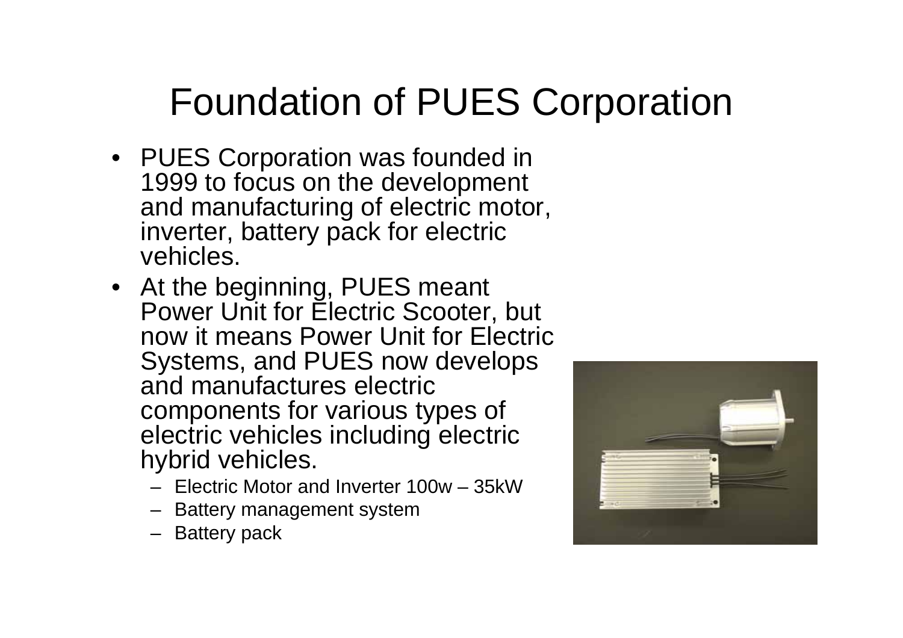# Foundation of PUES Corporation

- PUES Corporation was founded in 1999 to focus on the development and manufacturing of electric motor, inverter, battery pack for electric vehicles.
- At the beginning, PUES meant Power Unit for Electric Scooter, but now it means Power Unit for Electric Systems, and PUES now develops and manufactures electric components for various types of electric vehicles including electric hybrid vehicles.
  - Electric Motor and Inverter 100w – 35kW
  - Battery management system
  - Battery pack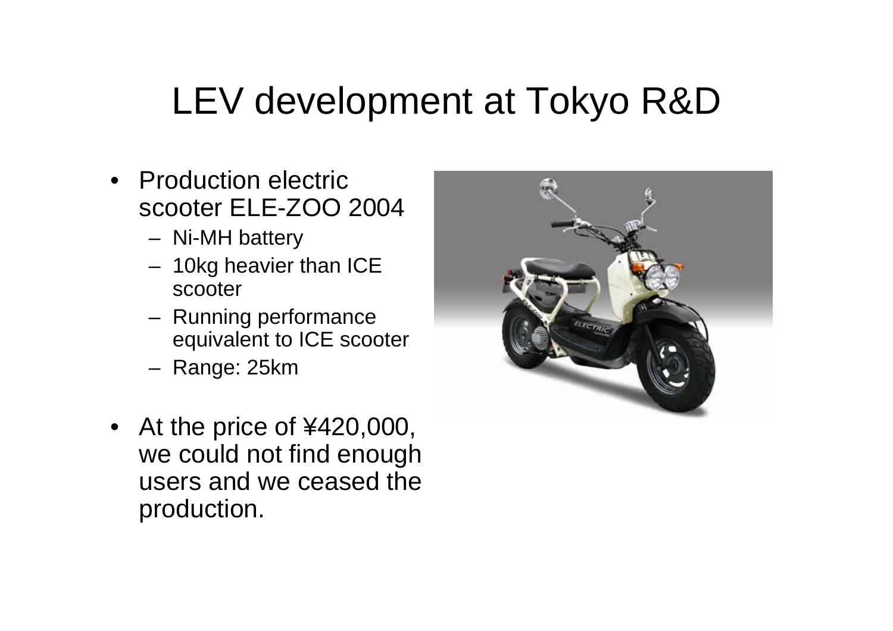# LEV development at Tokyo R&D

- Production electric scooter ELE-ZOO 2004
  - Ni-MH battery
  - 10kg heavier than ICE scooter
  - Running performance equivalent to ICE scooter
  - Range: 25km
- At the price of ¥420,000, we could not find enough users and we ceased the production.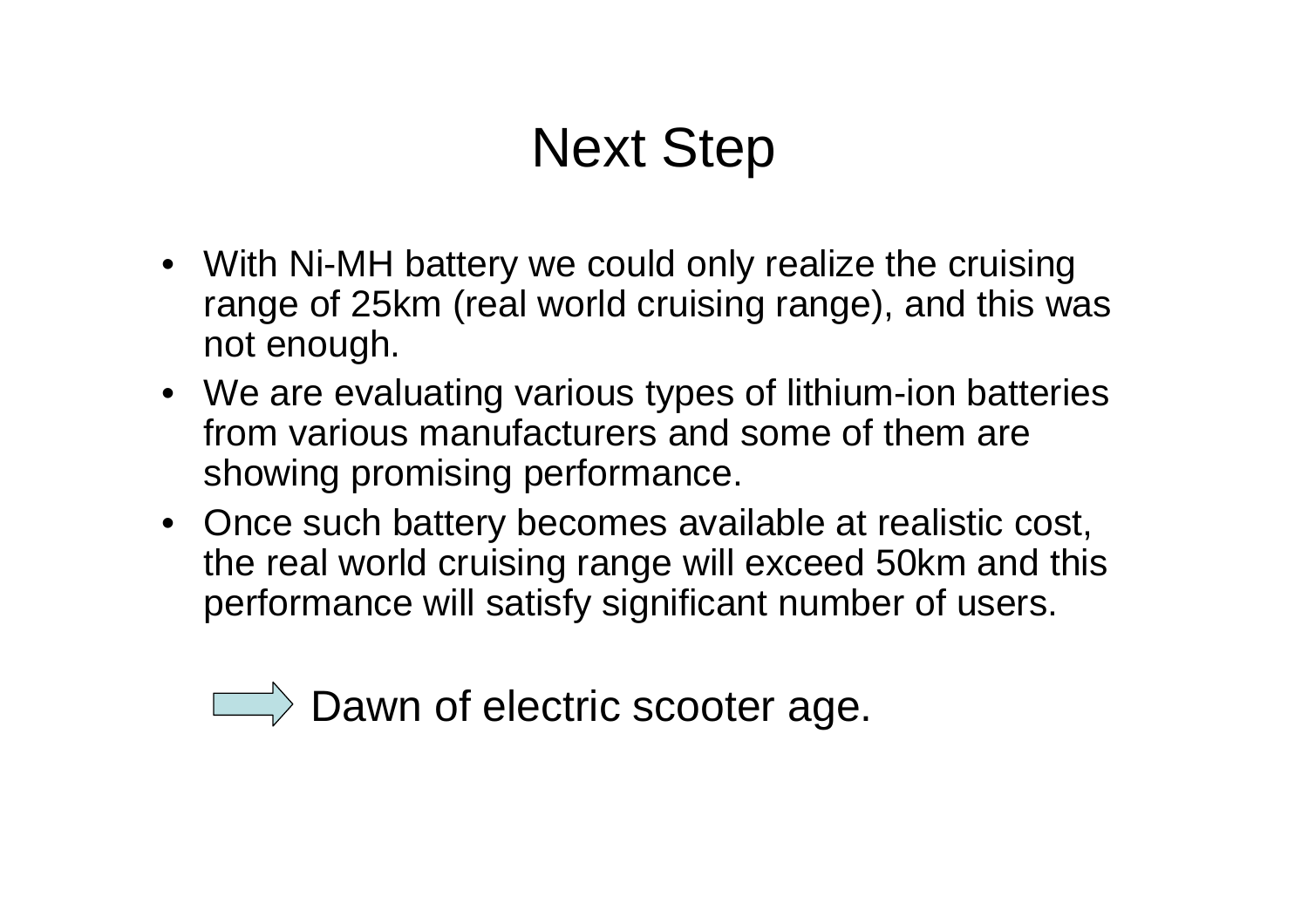# Next Step

- With Ni-MH battery we could only realize the cruising range of 25km (real world cruising range), and this was not enough.
- We are evaluating various types of lithium-ion batteries from various manufacturers and some of them are showing promising performance.
- Once such battery becomes available at realistic cost, the real world cruising range will exceed 50km and this performance will satisfy significant number of users.

⇨ Dawn of electric scooter age.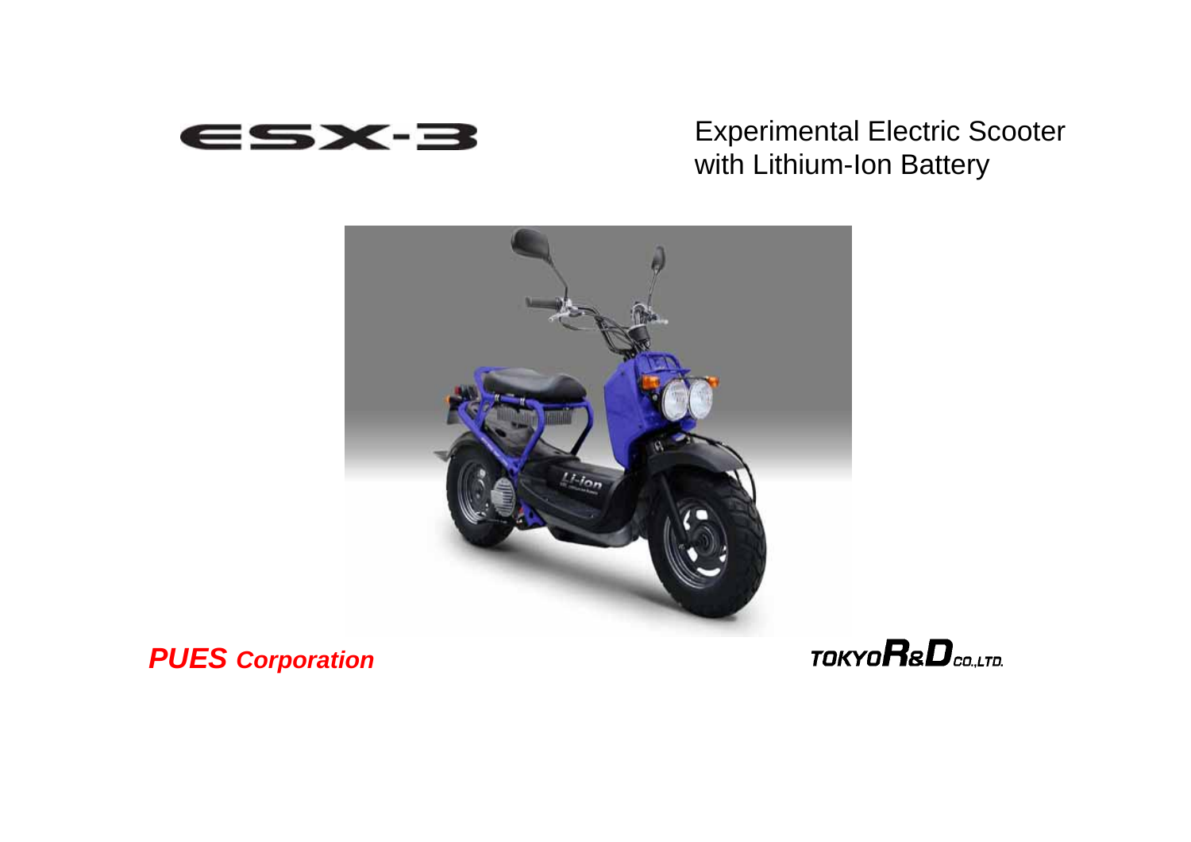# ESX-3

## Experimental Electric Scooter with Lithium-Ion Battery

***PUES Corporation***

TOKYO R&D CO.,LTD.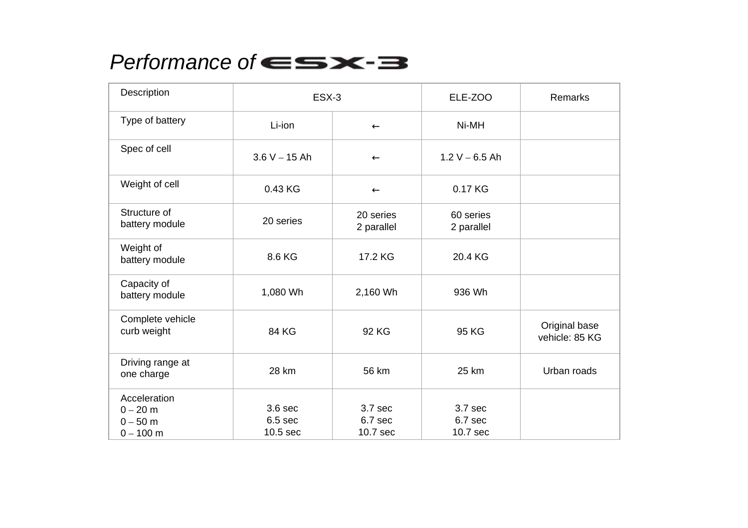# *Performance of ESX-3*

| Description | ESX-3 | | ELE-ZOO | Remarks |
|---|---|---|---|---|
| Type of battery | Li-ion | ← | Ni-MH | |
| Spec of cell | 3.6 V – 15 Ah | ← | 1.2 V – 6.5 Ah | |
| Weight of cell | 0.43 KG | ← | 0.17 KG | |
| Structure of battery module | 20 series | 20 series 2 parallel | 60 series 2 parallel | |
| Weight of battery module | 8.6 KG | 17.2 KG | 20.4 KG | |
| Capacity of battery module | 1,080 Wh | 2,160 Wh | 936 Wh | |
| Complete vehicle curb weight | 84 KG | 92 KG | 95 KG | Original base vehicle: 85 KG |
| Driving range at one charge | 28 km | 56 km | 25 km | Urban roads |
| Acceleration<br>0 – 20 m<br>0 – 50 m<br>0 – 100 m | 3.6 sec<br>6.5 sec<br>10.5 sec | 3.7 sec<br>6.7 sec<br>10.7 sec | 3.7 sec<br>6.7 sec<br>10.7 sec | |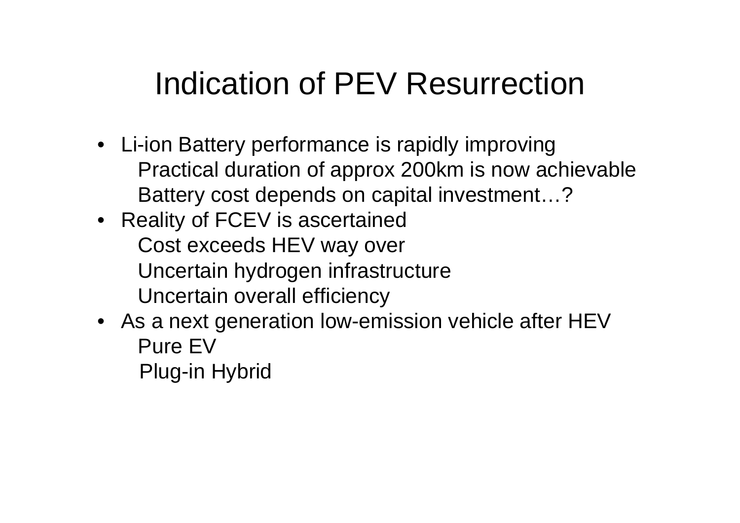# Indication of PEV Resurrection

- Li-ion Battery performance is rapidly improving
  - Practical duration of approx 200km is now achievable
  - Battery cost depends on capital investment…?
- Reality of FCEV is ascertained
  - Cost exceeds HEV way over
  - Uncertain hydrogen infrastructure
  - Uncertain overall efficiency
- As a next generation low-emission vehicle after HEV
  - Pure EV
  - Plug-in Hybrid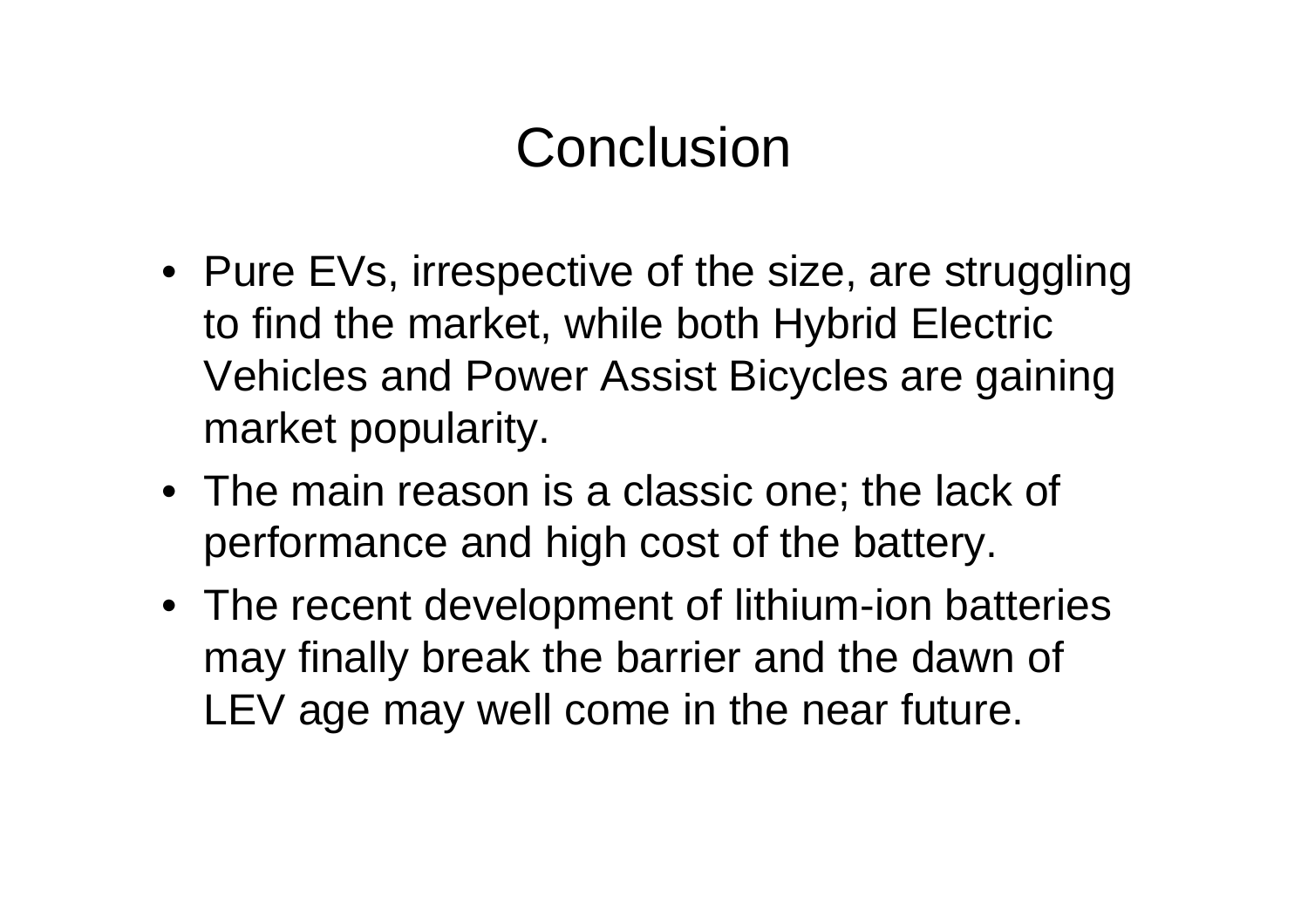# Conclusion

- Pure EVs, irrespective of the size, are struggling to find the market, while both Hybrid Electric Vehicles and Power Assist Bicycles are gaining market popularity.
- The main reason is a classic one; the lack of performance and high cost of the battery.
- The recent development of lithium-ion batteries may finally break the barrier and the dawn of LEV age may well come in the near future.